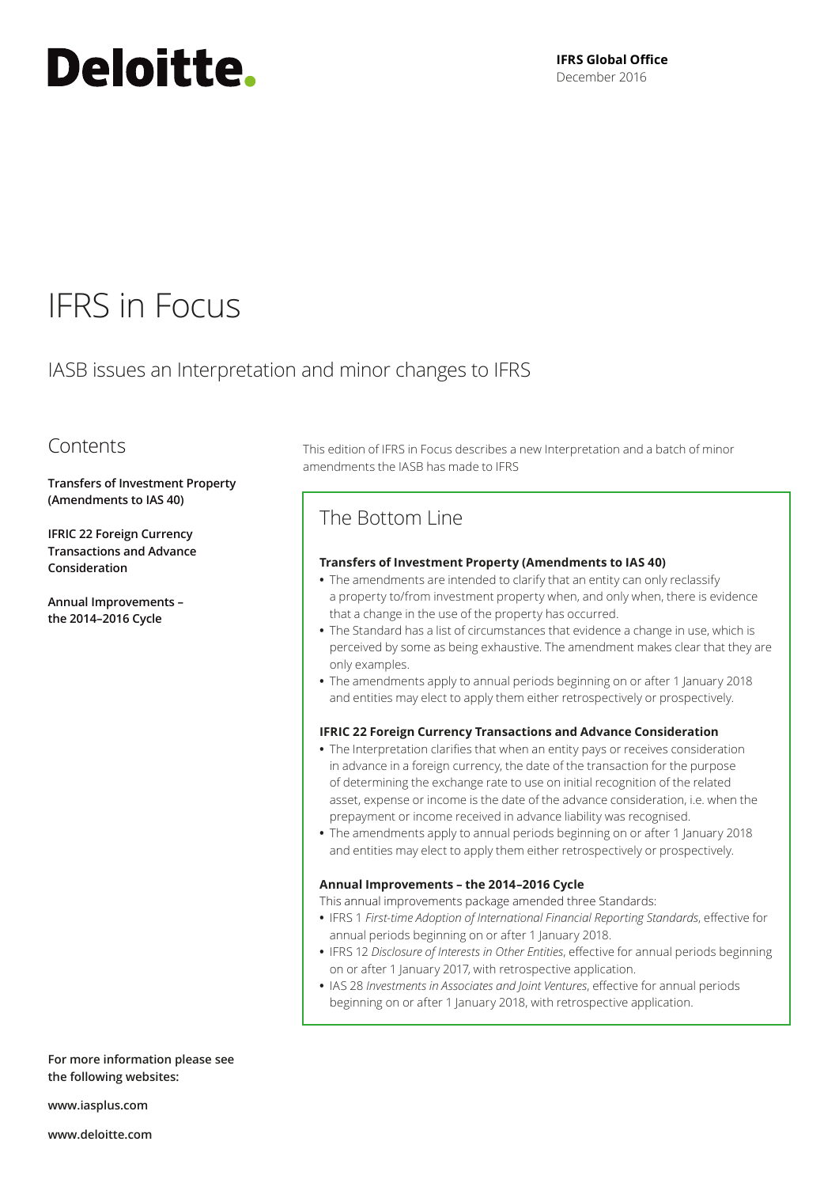# Deloitte.

**IFRS Global Office**
December 2016

# IFRS in Focus

## IASB issues an Interpretation and minor changes to IFRS

## Contents

**Transfers of Investment Property (Amendments to IAS 40)**

**IFRIC 22 Foreign Currency Transactions and Advance Consideration**

**Annual Improvements – the 2014–2016 Cycle**

This edition of IFRS in Focus describes a new Interpretation and a batch of minor amendments the IASB has made to IFRS

## The Bottom Line

**Transfers of Investment Property (Amendments to IAS 40)**

- The amendments are intended to clarify that an entity can only reclassify a property to/from investment property when, and only when, there is evidence that a change in the use of the property has occurred.
- The Standard has a list of circumstances that evidence a change in use, which is perceived by some as being exhaustive. The amendment makes clear that they are only examples.
- The amendments apply to annual periods beginning on or after 1 January 2018 and entities may elect to apply them either retrospectively or prospectively.

**IFRIC 22 Foreign Currency Transactions and Advance Consideration**

- The Interpretation clarifies that when an entity pays or receives consideration in advance in a foreign currency, the date of the transaction for the purpose of determining the exchange rate to use on initial recognition of the related asset, expense or income is the date of the advance consideration, i.e. when the prepayment or income received in advance liability was recognised.
- The amendments apply to annual periods beginning on or after 1 January 2018 and entities may elect to apply them either retrospectively or prospectively.

**Annual Improvements – the 2014–2016 Cycle**

This annual improvements package amended three Standards:

- IFRS 1 *First-time Adoption of International Financial Reporting Standards*, effective for annual periods beginning on or after 1 January 2018.
- IFRS 12 *Disclosure of Interests in Other Entities*, effective for annual periods beginning on or after 1 January 2017, with retrospective application.
- IAS 28 *Investments in Associates and Joint Ventures*, effective for annual periods beginning on or after 1 January 2018, with retrospective application.

**For more information please see the following websites:**

**www.iasplus.com**

**www.deloitte.com**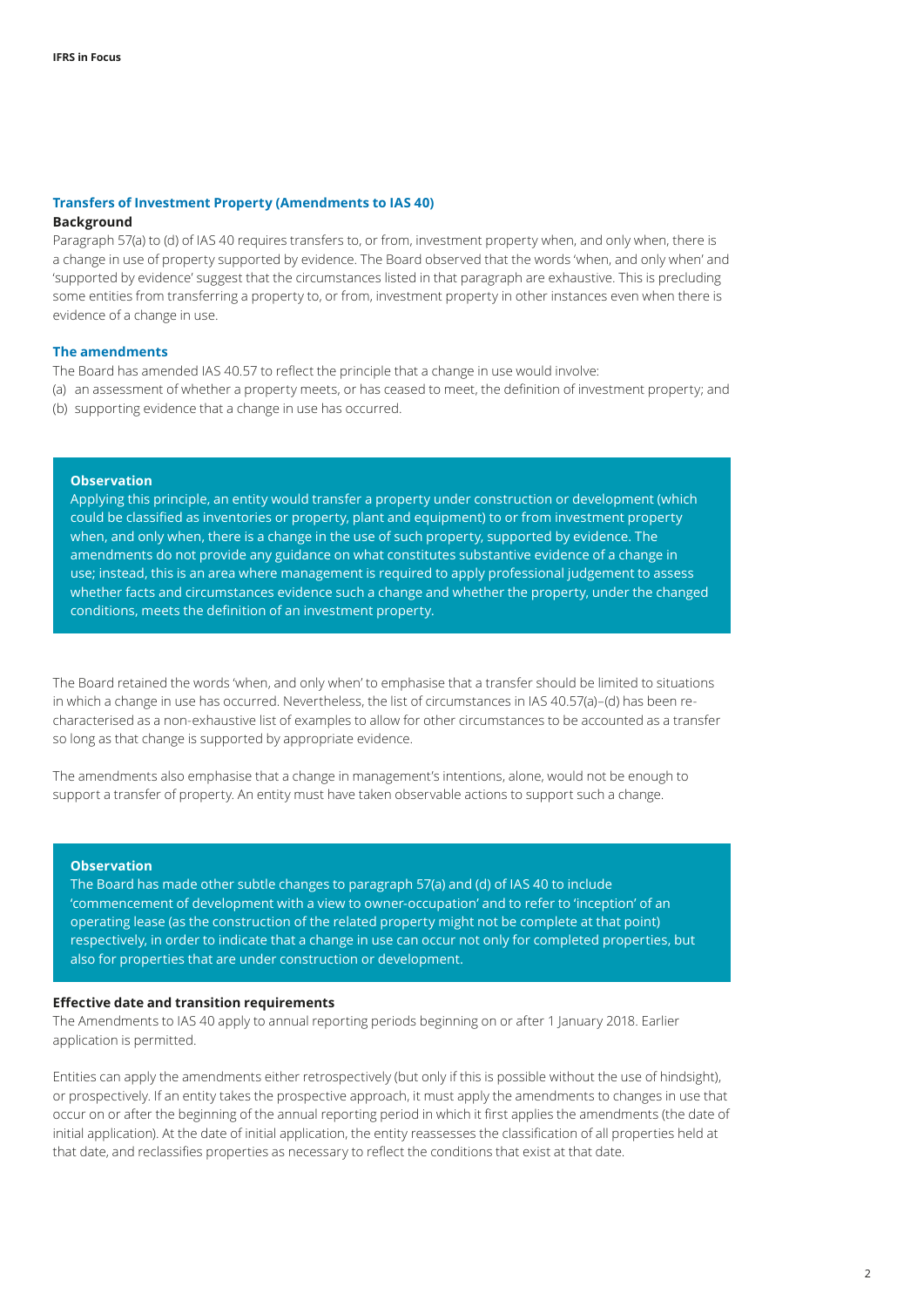## Transfers of Investment Property (Amendments to IAS 40)

### Background

Paragraph 57(a) to (d) of IAS 40 requires transfers to, or from, investment property when, and only when, there is a change in use of property supported by evidence. The Board observed that the words 'when, and only when' and 'supported by evidence' suggest that the circumstances listed in that paragraph are exhaustive. This is precluding some entities from transferring a property to, or from, investment property in other instances even when there is evidence of a change in use.

### The amendments

The Board has amended IAS 40.57 to reflect the principle that a change in use would involve:

(a) an assessment of whether a property meets, or has ceased to meet, the definition of investment property; and

(b) supporting evidence that a change in use has occurred.

> **Observation**
>
> Applying this principle, an entity would transfer a property under construction or development (which could be classified as inventories or property, plant and equipment) to or from investment property when, and only when, there is a change in the use of such property, supported by evidence. The amendments do not provide any guidance on what constitutes substantive evidence of a change in use; instead, this is an area where management is required to apply professional judgement to assess whether facts and circumstances evidence such a change and whether the property, under the changed conditions, meets the definition of an investment property.

The Board retained the words 'when, and only when' to emphasise that a transfer should be limited to situations in which a change in use has occurred. Nevertheless, the list of circumstances in IAS 40.57(a)–(d) has been re-characterised as a non-exhaustive list of examples to allow for other circumstances to be accounted as a transfer so long as that change is supported by appropriate evidence.

The amendments also emphasise that a change in management's intentions, alone, would not be enough to support a transfer of property. An entity must have taken observable actions to support such a change.

> **Observation**
>
> The Board has made other subtle changes to paragraph 57(a) and (d) of IAS 40 to include 'commencement of development with a view to owner-occupation' and to refer to 'inception' of an operating lease (as the construction of the related property might not be complete at that point) respectively, in order to indicate that a change in use can occur not only for completed properties, but also for properties that are under construction or development.

### Effective date and transition requirements

The Amendments to IAS 40 apply to annual reporting periods beginning on or after 1 January 2018. Earlier application is permitted.

Entities can apply the amendments either retrospectively (but only if this is possible without the use of hindsight), or prospectively. If an entity takes the prospective approach, it must apply the amendments to changes in use that occur on or after the beginning of the annual reporting period in which it first applies the amendments (the date of initial application). At the date of initial application, the entity reassesses the classification of all properties held at that date, and reclassifies properties as necessary to reflect the conditions that exist at that date.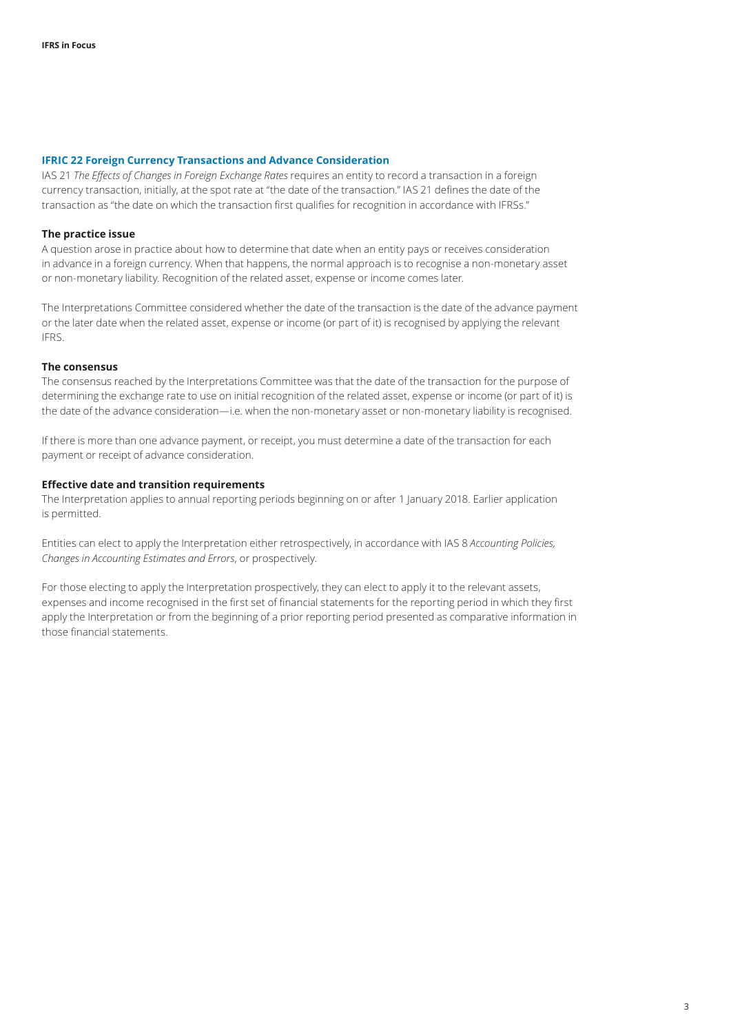## IFRIC 22 Foreign Currency Transactions and Advance Consideration

IAS 21 *The Effects of Changes in Foreign Exchange Rates* requires an entity to record a transaction in a foreign currency transaction, initially, at the spot rate at "the date of the transaction." IAS 21 defines the date of the transaction as "the date on which the transaction first qualifies for recognition in accordance with IFRSs."

### The practice issue

A question arose in practice about how to determine that date when an entity pays or receives consideration in advance in a foreign currency. When that happens, the normal approach is to recognise a non-monetary asset or non-monetary liability. Recognition of the related asset, expense or income comes later.

The Interpretations Committee considered whether the date of the transaction is the date of the advance payment or the later date when the related asset, expense or income (or part of it) is recognised by applying the relevant IFRS.

### The consensus

The consensus reached by the Interpretations Committee was that the date of the transaction for the purpose of determining the exchange rate to use on initial recognition of the related asset, expense or income (or part of it) is the date of the advance consideration—i.e. when the non-monetary asset or non-monetary liability is recognised.

If there is more than one advance payment, or receipt, you must determine a date of the transaction for each payment or receipt of advance consideration.

### Effective date and transition requirements

The Interpretation applies to annual reporting periods beginning on or after 1 January 2018. Earlier application is permitted.

Entities can elect to apply the Interpretation either retrospectively, in accordance with IAS 8 *Accounting Policies, Changes in Accounting Estimates and Errors*, or prospectively.

For those electing to apply the Interpretation prospectively, they can elect to apply it to the relevant assets, expenses and income recognised in the first set of financial statements for the reporting period in which they first apply the Interpretation or from the beginning of a prior reporting period presented as comparative information in those financial statements.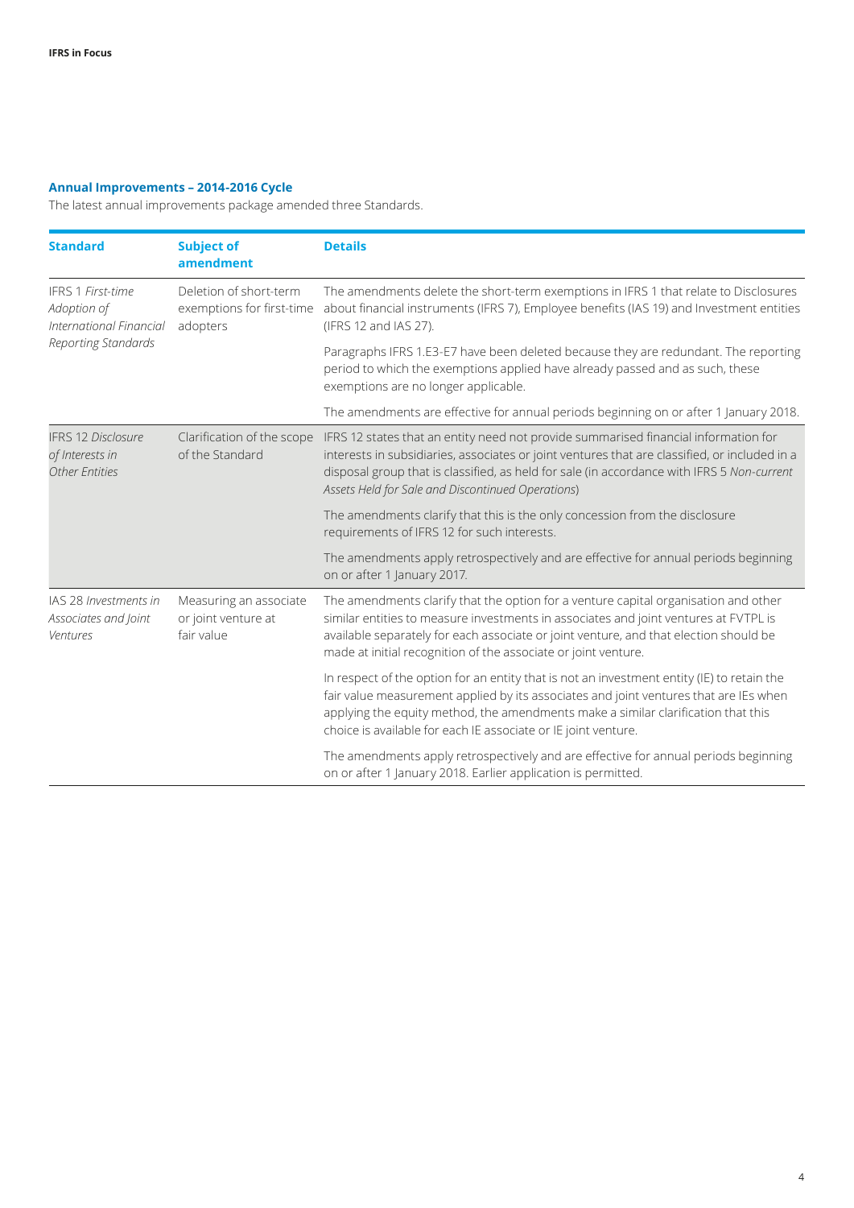### Annual Improvements – 2014-2016 Cycle

The latest annual improvements package amended three Standards.

| Standard | Subject of amendment | Details |
|---|---|---|
| IFRS 1 *First-time Adoption of International Financial Reporting Standards* | Deletion of short-term exemptions for first-time adopters | The amendments delete the short-term exemptions in IFRS 1 that relate to Disclosures about financial instruments (IFRS 7), Employee benefits (IAS 19) and Investment entities (IFRS 12 and IAS 27). |
| | | Paragraphs IFRS 1.E3-E7 have been deleted because they are redundant. The reporting period to which the exemptions applied have already passed and as such, these exemptions are no longer applicable. |
| | | The amendments are effective for annual periods beginning on or after 1 January 2018. |
| IFRS 12 *Disclosure of Interests in Other Entities* | Clarification of the scope of the Standard | IFRS 12 states that an entity need not provide summarised financial information for interests in subsidiaries, associates or joint ventures that are classified, or included in a disposal group that is classified, as held for sale (in accordance with IFRS 5 *Non-current Assets Held for Sale and Discontinued Operations*) |
| | | The amendments clarify that this is the only concession from the disclosure requirements of IFRS 12 for such interests. |
| | | The amendments apply retrospectively and are effective for annual periods beginning on or after 1 January 2017. |
| IAS 28 *Investments in Associates and Joint Ventures* | Measuring an associate or joint venture at fair value | The amendments clarify that the option for a venture capital organisation and other similar entities to measure investments in associates and joint ventures at FVTPL is available separately for each associate or joint venture, and that election should be made at initial recognition of the associate or joint venture. |
| | | In respect of the option for an entity that is not an investment entity (IE) to retain the fair value measurement applied by its associates and joint ventures that are IEs when applying the equity method, the amendments make a similar clarification that this choice is available for each IE associate or IE joint venture. |
| | | The amendments apply retrospectively and are effective for annual periods beginning on or after 1 January 2018. Earlier application is permitted. |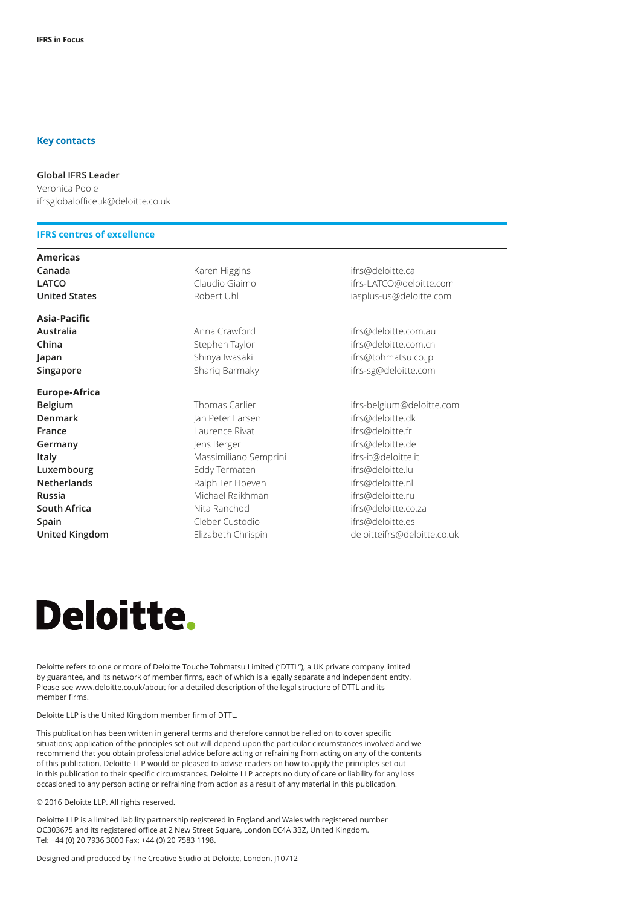## Key contacts

**Global IFRS Leader**
Veronica Poole
ifrsglobalofficeuk@deloitte.co.uk

### IFRS centres of excellence

| | | |
|---|---|---|
| **Americas** | | |
| **Canada** | Karen Higgins | ifrs@deloitte.ca |
| **LATCO** | Claudio Giaimo | ifrs-LATCO@deloitte.com |
| **United States** | Robert Uhl | iasplus-us@deloitte.com |
| **Asia-Pacific** | | |
| **Australia** | Anna Crawford | ifrs@deloitte.com.au |
| **China** | Stephen Taylor | ifrs@deloitte.com.cn |
| **Japan** | Shinya Iwasaki | ifrs@tohmatsu.co.jp |
| **Singapore** | Shariq Barmaky | ifrs-sg@deloitte.com |
| **Europe-Africa** | | |
| **Belgium** | Thomas Carlier | ifrs-belgium@deloitte.com |
| **Denmark** | Jan Peter Larsen | ifrs@deloitte.dk |
| **France** | Laurence Rivat | ifrs@deloitte.fr |
| **Germany** | Jens Berger | ifrs@deloitte.de |
| **Italy** | Massimiliano Semprini | ifrs-it@deloitte.it |
| **Luxembourg** | Eddy Termaten | ifrs@deloitte.lu |
| **Netherlands** | Ralph Ter Hoeven | ifrs@deloitte.nl |
| **Russia** | Michael Raikhman | ifrs@deloitte.ru |
| **South Africa** | Nita Ranchod | ifrs@deloitte.co.za |
| **Spain** | Cleber Custodio | ifrs@deloitte.es |
| **United Kingdom** | Elizabeth Chrispin | deloitteifrs@deloitte.co.uk |

**Deloitte.**

Deloitte refers to one or more of Deloitte Touche Tohmatsu Limited ("DTTL"), a UK private company limited by guarantee, and its network of member firms, each of which is a legally separate and independent entity. Please see www.deloitte.co.uk/about for a detailed description of the legal structure of DTTL and its member firms.

Deloitte LLP is the United Kingdom member firm of DTTL.

This publication has been written in general terms and therefore cannot be relied on to cover specific situations; application of the principles set out will depend upon the particular circumstances involved and we recommend that you obtain professional advice before acting or refraining from acting on any of the contents of this publication. Deloitte LLP would be pleased to advise readers on how to apply the principles set out in this publication to their specific circumstances. Deloitte LLP accepts no duty of care or liability for any loss occasioned to any person acting or refraining from action as a result of any material in this publication.

© 2016 Deloitte LLP. All rights reserved.

Deloitte LLP is a limited liability partnership registered in England and Wales with registered number OC303675 and its registered office at 2 New Street Square, London EC4A 3BZ, United Kingdom. Tel: +44 (0) 20 7936 3000 Fax: +44 (0) 20 7583 1198.

Designed and produced by The Creative Studio at Deloitte, London. J10712